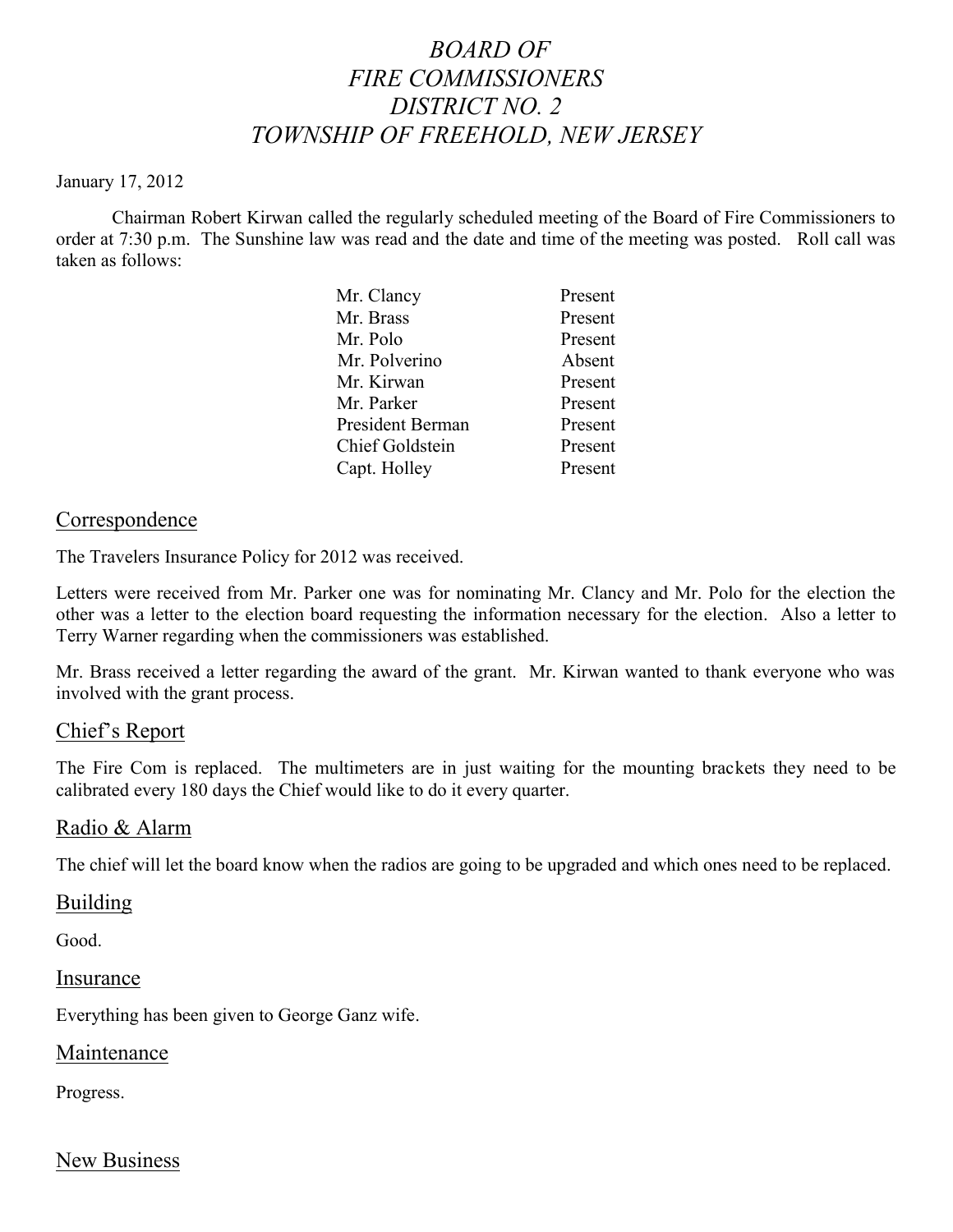# *BOARD OF FIRE COMMISSIONERS DISTRICT NO. 2 TOWNSHIP OF FREEHOLD, NEW JERSEY*

January 17, 2012

Chairman Robert Kirwan called the regularly scheduled meeting of the Board of Fire Commissioners to order at 7:30 p.m. The Sunshine law was read and the date and time of the meeting was posted. Roll call was taken as follows:

| | |
|---|---|
| Mr. Clancy | Present |
| Mr. Brass | Present |
| Mr. Polo | Present |
| Mr. Polverino | Absent |
| Mr. Kirwan | Present |
| Mr. Parker | Present |
| President Berman | Present |
| Chief Goldstein | Present |
| Capt. Holley | Present |

## Correspondence

The Travelers Insurance Policy for 2012 was received.

Letters were received from Mr. Parker one was for nominating Mr. Clancy and Mr. Polo for the election the other was a letter to the election board requesting the information necessary for the election. Also a letter to Terry Warner regarding when the commissioners was established.

Mr. Brass received a letter regarding the award of the grant. Mr. Kirwan wanted to thank everyone who was involved with the grant process.

## Chief's Report

The Fire Com is replaced. The multimeters are in just waiting for the mounting brackets they need to be calibrated every 180 days the Chief would like to do it every quarter.

## Radio & Alarm

The chief will let the board know when the radios are going to be upgraded and which ones need to be replaced.

## Building

Good.

## Insurance

Everything has been given to George Ganz wife.

## Maintenance

Progress.

## New Business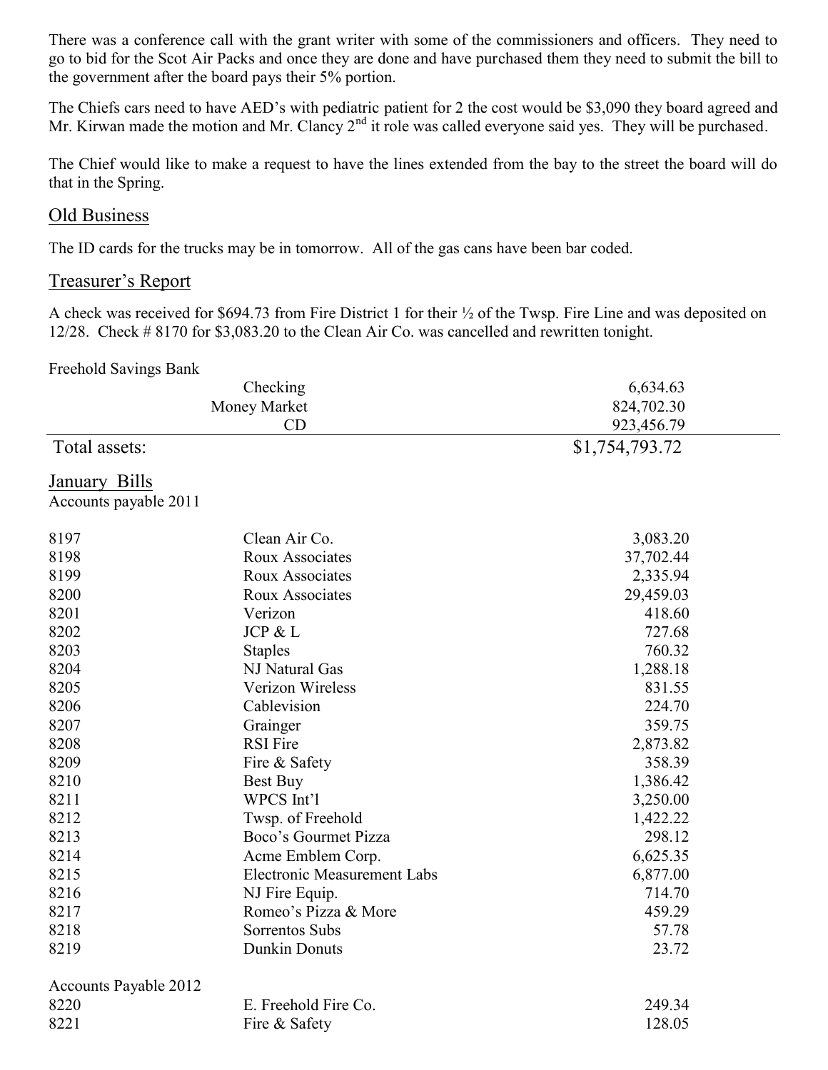There was a conference call with the grant writer with some of the commissioners and officers. They need to go to bid for the Scot Air Packs and once they are done and have purchased them they need to submit the bill to the government after the board pays their 5% portion.

The Chiefs cars need to have AED's with pediatric patient for 2 the cost would be $3,090 they board agreed and Mr. Kirwan made the motion and Mr. Clancy 2nd it role was called everyone said yes. They will be purchased.

The Chief would like to make a request to have the lines extended from the bay to the street the board will do that in the Spring.

## Old Business

The ID cards for the trucks may be in tomorrow. All of the gas cans have been bar coded.

## Treasurer's Report

A check was received for $694.73 from Fire District 1 for their ½ of the Twsp. Fire Line and was deposited on 12/28. Check # 8170 for $3,083.20 to the Clean Air Co. was cancelled and rewritten tonight.

Freehold Savings Bank

| | | |
|---|---|---|
| | Checking | 6,634.63 |
| | Money Market | 824,702.30 |
| | CD | 923,456.79 |
| Total assets: | | $1,754,793.72 |

## January Bills

Accounts payable 2011

| | | |
|---|---|---|
| 8197 | Clean Air Co. | 3,083.20 |
| 8198 | Roux Associates | 37,702.44 |
| 8199 | Roux Associates | 2,335.94 |
| 8200 | Roux Associates | 29,459.03 |
| 8201 | Verizon | 418.60 |
| 8202 | JCP & L | 727.68 |
| 8203 | Staples | 760.32 |
| 8204 | NJ Natural Gas | 1,288.18 |
| 8205 | Verizon Wireless | 831.55 |
| 8206 | Cablevision | 224.70 |
| 8207 | Grainger | 359.75 |
| 8208 | RSI Fire | 2,873.82 |
| 8209 | Fire & Safety | 358.39 |
| 8210 | Best Buy | 1,386.42 |
| 8211 | WPCS Int'l | 3,250.00 |
| 8212 | Twsp. of Freehold | 1,422.22 |
| 8213 | Boco's Gourmet Pizza | 298.12 |
| 8214 | Acme Emblem Corp. | 6,625.35 |
| 8215 | Electronic Measurement Labs | 6,877.00 |
| 8216 | NJ Fire Equip. | 714.70 |
| 8217 | Romeo's Pizza & More | 459.29 |
| 8218 | Sorrentos Subs | 57.78 |
| 8219 | Dunkin Donuts | 23.72 |

Accounts Payable 2012

| | | |
|---|---|---|
| 8220 | E. Freehold Fire Co. | 249.34 |
| 8221 | Fire & Safety | 128.05 |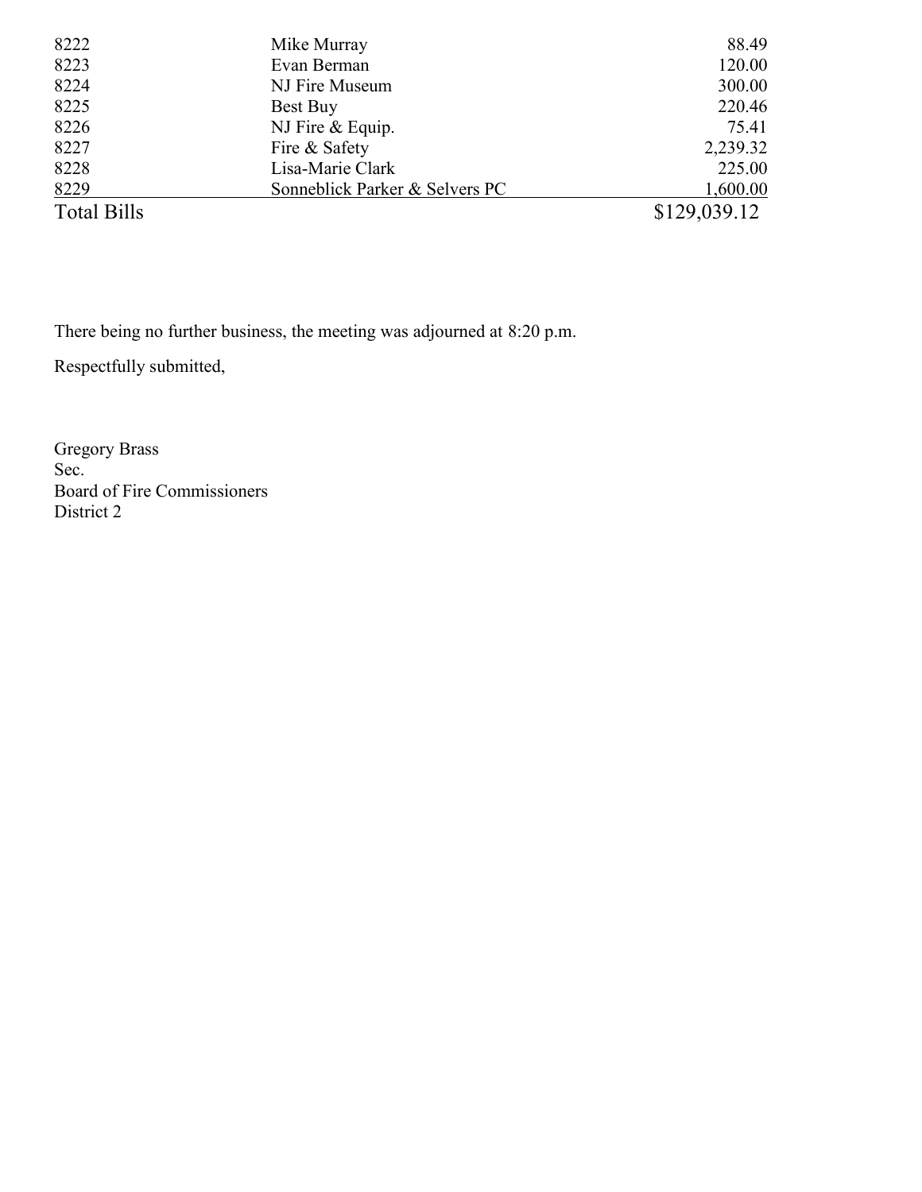| | | |
|---|---|---|
| 8222 | Mike Murray | 88.49 |
| 8223 | Evan Berman | 120.00 |
| 8224 | NJ Fire Museum | 300.00 |
| 8225 | Best Buy | 220.46 |
| 8226 | NJ Fire & Equip. | 75.41 |
| 8227 | Fire & Safety | 2,239.32 |
| 8228 | Lisa-Marie Clark | 225.00 |
| 8229 | Sonneblick Parker & Selvers PC | 1,600.00 |
| Total Bills | | $129,039.12 |

There being no further business, the meeting was adjourned at 8:20 p.m.

Respectfully submitted,

Gregory Brass
Sec.
Board of Fire Commissioners
District 2